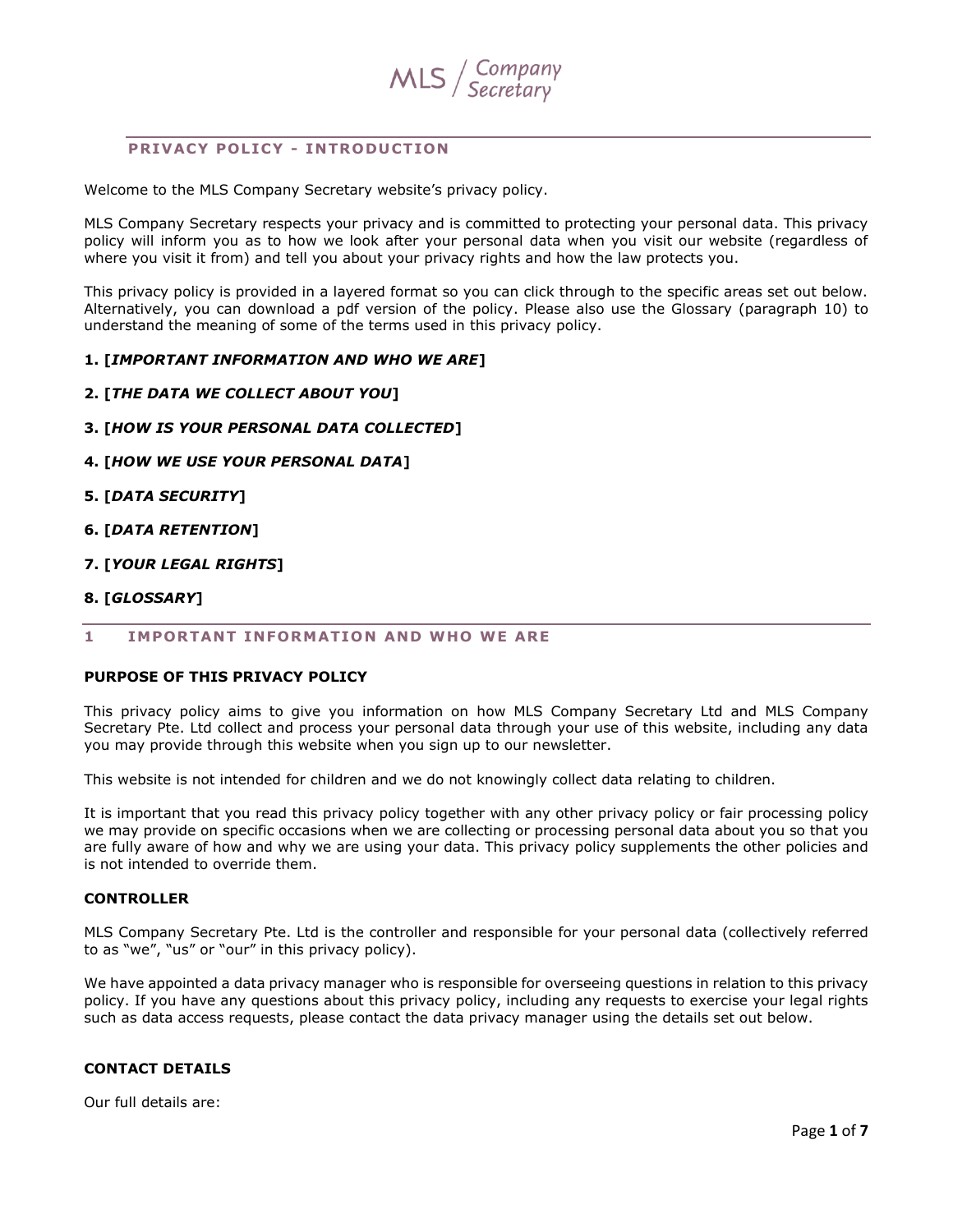MLS / Company Secretary

## PRIVACY POLICY - INTRODUCTION

Welcome to the MLS Company Secretary website's privacy policy.

MLS Company Secretary respects your privacy and is committed to protecting your personal data. This privacy policy will inform you as to how we look after your personal data when you visit our website (regardless of where you visit it from) and tell you about your privacy rights and how the law protects you.

This privacy policy is provided in a layered format so you can click through to the specific areas set out below. Alternatively, you can download a pdf version of the policy. Please also use the Glossary (paragraph 10) to understand the meaning of some of the terms used in this privacy policy.

**1. [*IMPORTANT INFORMATION AND WHO WE ARE*]**

**2. [*THE DATA WE COLLECT ABOUT YOU*]**

**3. [*HOW IS YOUR PERSONAL DATA COLLECTED*]**

**4. [*HOW WE USE YOUR PERSONAL DATA*]**

**5. [*DATA SECURITY*]**

**6. [*DATA RETENTION*]**

**7. [*YOUR LEGAL RIGHTS*]**

**8. [*GLOSSARY*]**

## 1 IMPORTANT INFORMATION AND WHO WE ARE

### PURPOSE OF THIS PRIVACY POLICY

This privacy policy aims to give you information on how MLS Company Secretary Ltd and MLS Company Secretary Pte. Ltd collect and process your personal data through your use of this website, including any data you may provide through this website when you sign up to our newsletter.

This website is not intended for children and we do not knowingly collect data relating to children.

It is important that you read this privacy policy together with any other privacy policy or fair processing policy we may provide on specific occasions when we are collecting or processing personal data about you so that you are fully aware of how and why we are using your data. This privacy policy supplements the other policies and is not intended to override them.

### CONTROLLER

MLS Company Secretary Pte. Ltd is the controller and responsible for your personal data (collectively referred to as "we", "us" or "our" in this privacy policy).

We have appointed a data privacy manager who is responsible for overseeing questions in relation to this privacy policy. If you have any questions about this privacy policy, including any requests to exercise your legal rights such as data access requests, please contact the data privacy manager using the details set out below.

### CONTACT DETAILS

Our full details are: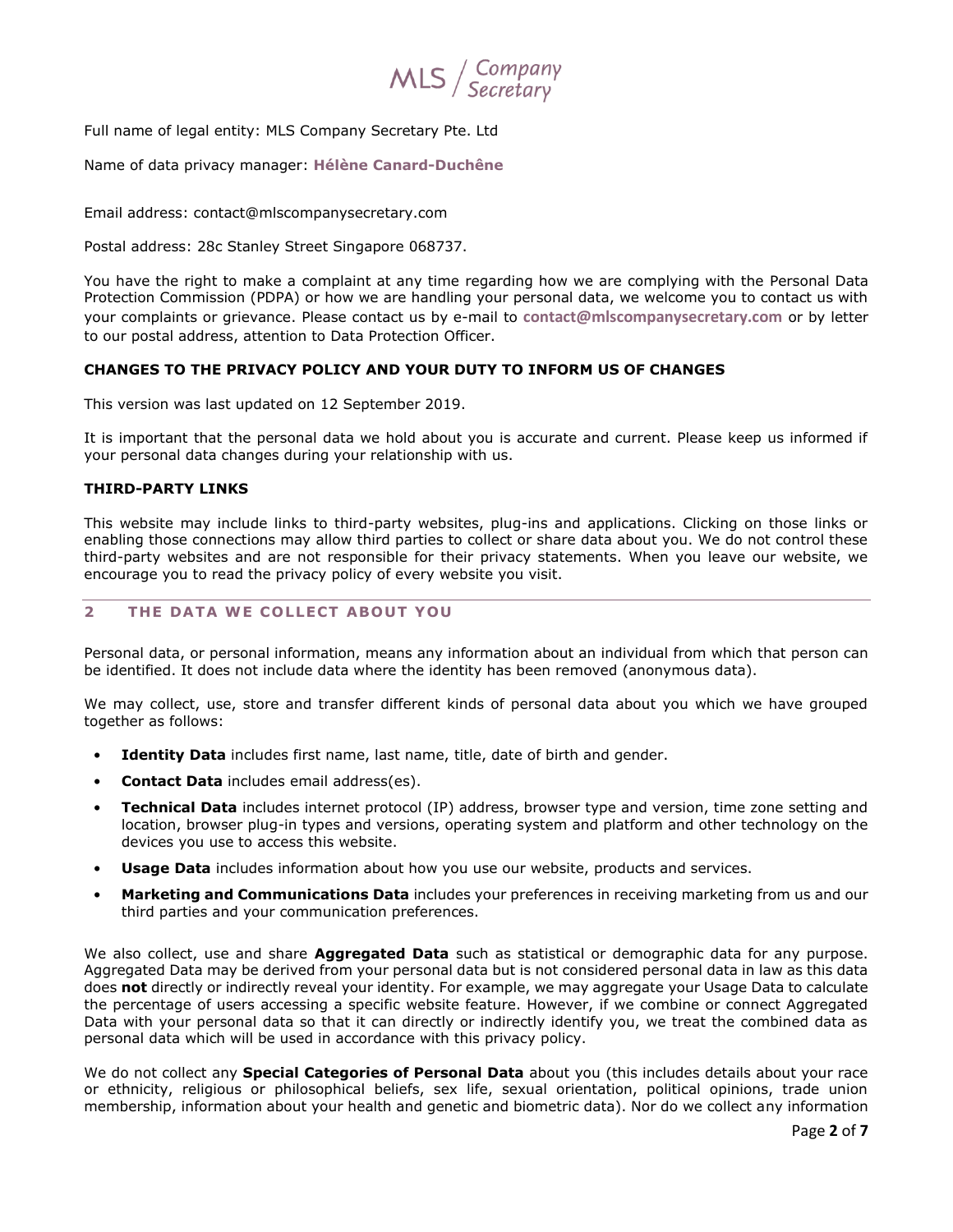Full name of legal entity: MLS Company Secretary Pte. Ltd

Name of data privacy manager: **Hélène Canard-Duchêne**

Email address: contact@mlscompanysecretary.com

Postal address: 28c Stanley Street Singapore 068737.

You have the right to make a complaint at any time regarding how we are complying with the Personal Data Protection Commission (PDPA) or how we are handling your personal data, we welcome you to contact us with your complaints or grievance. Please contact us by e-mail to **contact@mlscompanysecretary.com** or by letter to our postal address, attention to Data Protection Officer.

### CHANGES TO THE PRIVACY POLICY AND YOUR DUTY TO INFORM US OF CHANGES

This version was last updated on 12 September 2019.

It is important that the personal data we hold about you is accurate and current. Please keep us informed if your personal data changes during your relationship with us.

### THIRD-PARTY LINKS

This website may include links to third-party websites, plug-ins and applications. Clicking on those links or enabling those connections may allow third parties to collect or share data about you. We do not control these third-party websites and are not responsible for their privacy statements. When you leave our website, we encourage you to read the privacy policy of every website you visit.

## 2 THE DATA WE COLLECT ABOUT YOU

Personal data, or personal information, means any information about an individual from which that person can be identified. It does not include data where the identity has been removed (anonymous data).

We may collect, use, store and transfer different kinds of personal data about you which we have grouped together as follows:

- **Identity Data** includes first name, last name, title, date of birth and gender.
- **Contact Data** includes email address(es).
- **Technical Data** includes internet protocol (IP) address, browser type and version, time zone setting and location, browser plug-in types and versions, operating system and platform and other technology on the devices you use to access this website.
- **Usage Data** includes information about how you use our website, products and services.
- **Marketing and Communications Data** includes your preferences in receiving marketing from us and our third parties and your communication preferences.

We also collect, use and share **Aggregated Data** such as statistical or demographic data for any purpose. Aggregated Data may be derived from your personal data but is not considered personal data in law as this data does **not** directly or indirectly reveal your identity. For example, we may aggregate your Usage Data to calculate the percentage of users accessing a specific website feature. However, if we combine or connect Aggregated Data with your personal data so that it can directly or indirectly identify you, we treat the combined data as personal data which will be used in accordance with this privacy policy.

We do not collect any **Special Categories of Personal Data** about you (this includes details about your race or ethnicity, religious or philosophical beliefs, sex life, sexual orientation, political opinions, trade union membership, information about your health and genetic and biometric data). Nor do we collect any information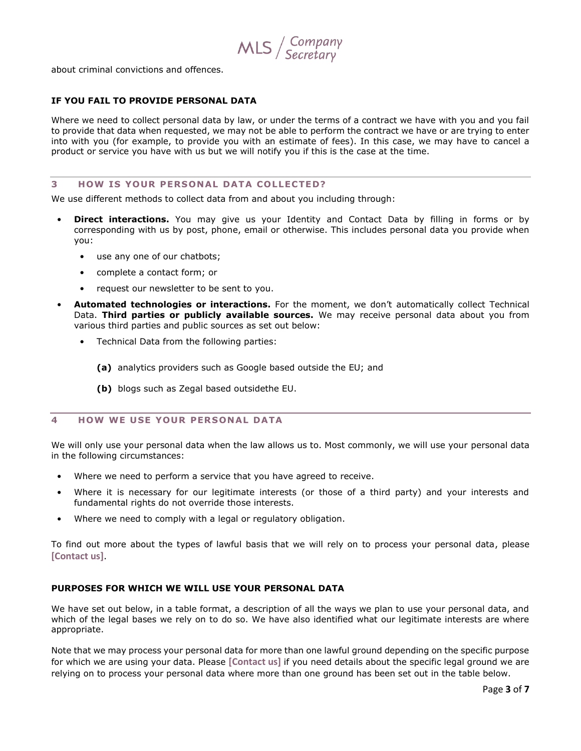about criminal convictions and offences.

**IF YOU FAIL TO PROVIDE PERSONAL DATA**

Where we need to collect personal data by law, or under the terms of a contract we have with you and you fail to provide that data when requested, we may not be able to perform the contract we have or are trying to enter into with you (for example, to provide you with an estimate of fees). In this case, we may have to cancel a product or service you have with us but we will notify you if this is the case at the time.

## 3 HOW IS YOUR PERSONAL DATA COLLECTED?

We use different methods to collect data from and about you including through:

- **Direct interactions.** You may give us your Identity and Contact Data by filling in forms or by corresponding with us by post, phone, email or otherwise. This includes personal data you provide when you:
  - use any one of our chatbots;
  - complete a contact form; or
  - request our newsletter to be sent to you.
- **Automated technologies or interactions.** For the moment, we don't automatically collect Technical Data. **Third parties or publicly available sources.** We may receive personal data about you from various third parties and public sources as set out below:
  - Technical Data from the following parties:

    **(a)** analytics providers such as Google based outside the EU; and

    **(b)** blogs such as Zegal based outsidethe EU.

## 4 HOW WE USE YOUR PERSONAL DATA

We will only use your personal data when the law allows us to. Most commonly, we will use your personal data in the following circumstances:

- Where we need to perform a service that you have agreed to receive.
- Where it is necessary for our legitimate interests (or those of a third party) and your interests and fundamental rights do not override those interests.
- Where we need to comply with a legal or regulatory obligation.

To find out more about the types of lawful basis that we will rely on to process your personal data, please **[Contact us]**.

**PURPOSES FOR WHICH WE WILL USE YOUR PERSONAL DATA**

We have set out below, in a table format, a description of all the ways we plan to use your personal data, and which of the legal bases we rely on to do so. We have also identified what our legitimate interests are where appropriate.

Note that we may process your personal data for more than one lawful ground depending on the specific purpose for which we are using your data. Please **[Contact us]** if you need details about the specific legal ground we are relying on to process your personal data where more than one ground has been set out in the table below.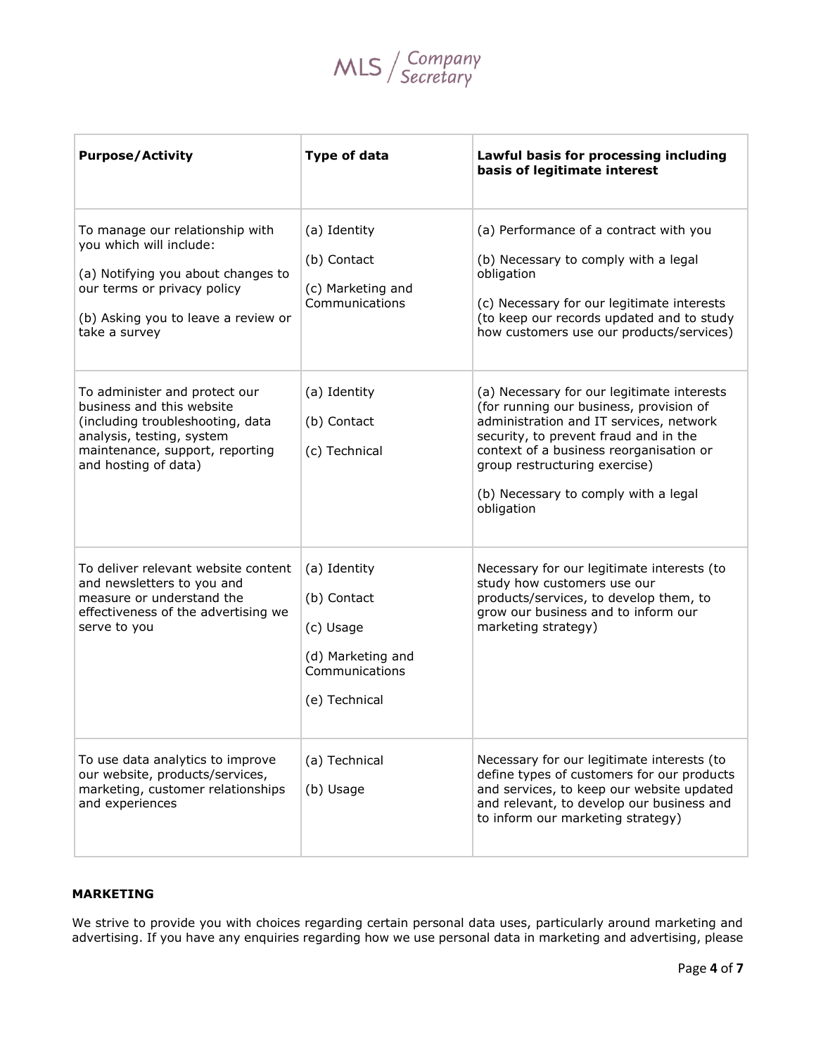| Purpose/Activity | Type of data | Lawful basis for processing including basis of legitimate interest |
|---|---|---|
| To manage our relationship with you which will include:<br><br>(a) Notifying you about changes to our terms or privacy policy<br><br>(b) Asking you to leave a review or take a survey | (a) Identity<br><br>(b) Contact<br><br>(c) Marketing and Communications | (a) Performance of a contract with you<br><br>(b) Necessary to comply with a legal obligation<br><br>(c) Necessary for our legitimate interests (to keep our records updated and to study how customers use our products/services) |
| To administer and protect our business and this website (including troubleshooting, data analysis, testing, system maintenance, support, reporting and hosting of data) | (a) Identity<br><br>(b) Contact<br><br>(c) Technical | (a) Necessary for our legitimate interests (for running our business, provision of administration and IT services, network security, to prevent fraud and in the context of a business reorganisation or group restructuring exercise)<br><br>(b) Necessary to comply with a legal obligation |
| To deliver relevant website content and newsletters to you and measure or understand the effectiveness of the advertising we serve to you | (a) Identity<br><br>(b) Contact<br><br>(c) Usage<br><br>(d) Marketing and Communications<br><br>(e) Technical | Necessary for our legitimate interests (to study how customers use our products/services, to develop them, to grow our business and to inform our marketing strategy) |
| To use data analytics to improve our website, products/services, marketing, customer relationships and experiences | (a) Technical<br><br>(b) Usage | Necessary for our legitimate interests (to define types of customers for our products and services, to keep our website updated and relevant, to develop our business and to inform our marketing strategy) |

**MARKETING**

We strive to provide you with choices regarding certain personal data uses, particularly around marketing and advertising. If you have any enquiries regarding how we use personal data in marketing and advertising, please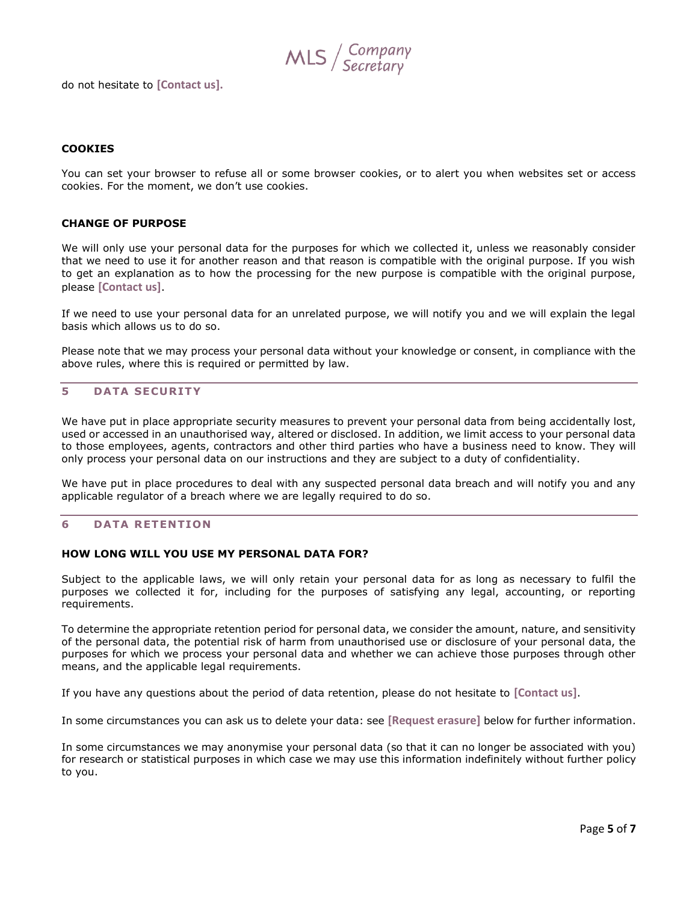do not hesitate to **[Contact us].**

### COOKIES

You can set your browser to refuse all or some browser cookies, or to alert you when websites set or access cookies. For the moment, we don't use cookies.

### CHANGE OF PURPOSE

We will only use your personal data for the purposes for which we collected it, unless we reasonably consider that we need to use it for another reason and that reason is compatible with the original purpose. If you wish to get an explanation as to how the processing for the new purpose is compatible with the original purpose, please **[Contact us]**.

If we need to use your personal data for an unrelated purpose, we will notify you and we will explain the legal basis which allows us to do so.

Please note that we may process your personal data without your knowledge or consent, in compliance with the above rules, where this is required or permitted by law.

## 5 DATA SECURITY

We have put in place appropriate security measures to prevent your personal data from being accidentally lost, used or accessed in an unauthorised way, altered or disclosed. In addition, we limit access to your personal data to those employees, agents, contractors and other third parties who have a business need to know. They will only process your personal data on our instructions and they are subject to a duty of confidentiality.

We have put in place procedures to deal with any suspected personal data breach and will notify you and any applicable regulator of a breach where we are legally required to do so.

## 6 DATA RETENTION

### HOW LONG WILL YOU USE MY PERSONAL DATA FOR?

Subject to the applicable laws, we will only retain your personal data for as long as necessary to fulfil the purposes we collected it for, including for the purposes of satisfying any legal, accounting, or reporting requirements.

To determine the appropriate retention period for personal data, we consider the amount, nature, and sensitivity of the personal data, the potential risk of harm from unauthorised use or disclosure of your personal data, the purposes for which we process your personal data and whether we can achieve those purposes through other means, and the applicable legal requirements.

If you have any questions about the period of data retention, please do not hesitate to **[Contact us]**.

In some circumstances you can ask us to delete your data: see **[Request erasure]** below for further information.

In some circumstances we may anonymise your personal data (so that it can no longer be associated with you) for research or statistical purposes in which case we may use this information indefinitely without further policy to you.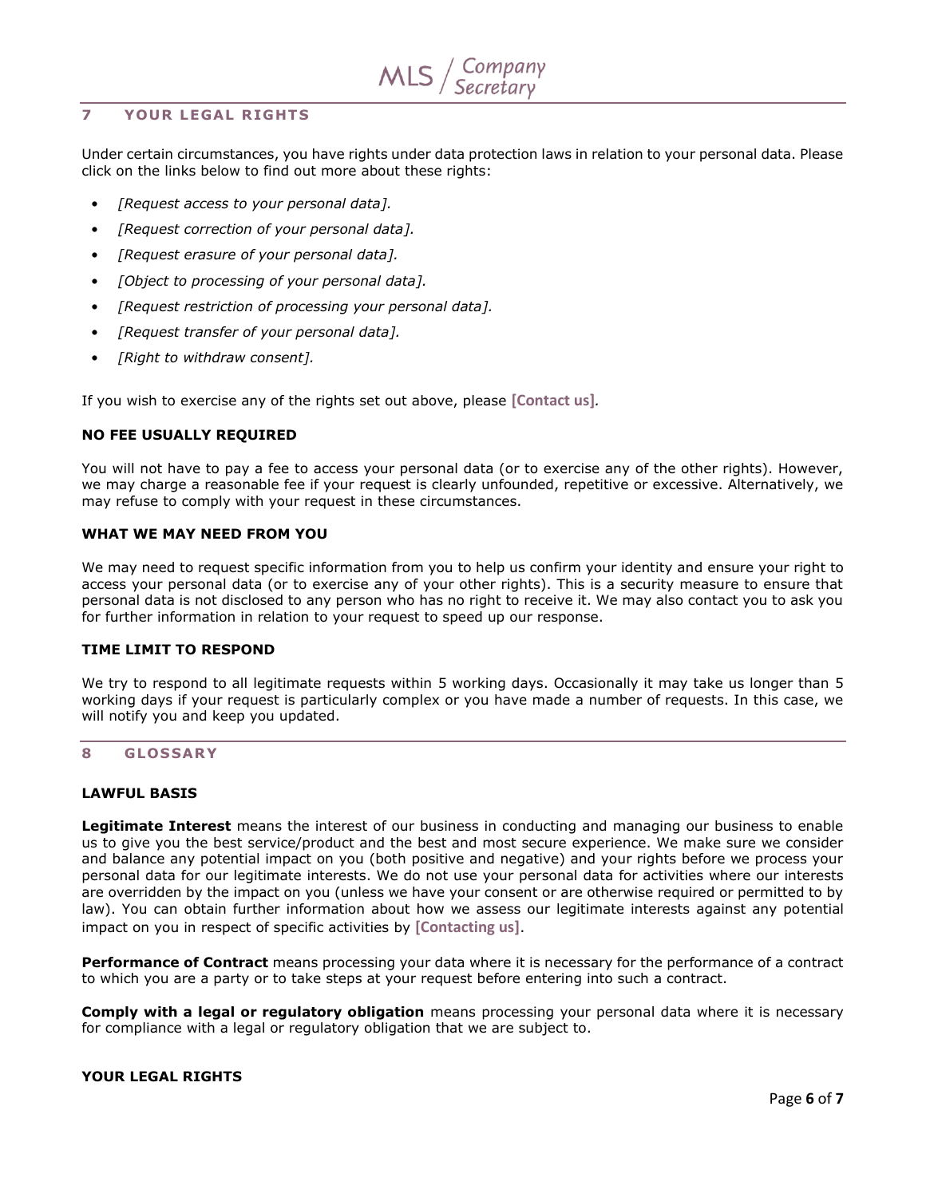## 7 YOUR LEGAL RIGHTS

Under certain circumstances, you have rights under data protection laws in relation to your personal data. Please click on the links below to find out more about these rights:

- *[Request access to your personal data].*
- *[Request correction of your personal data].*
- *[Request erasure of your personal data].*
- *[Object to processing of your personal data].*
- *[Request restriction of processing your personal data].*
- *[Request transfer of your personal data].*
- *[Right to withdraw consent].*

If you wish to exercise any of the rights set out above, please **[Contact us]**.

**NO FEE USUALLY REQUIRED**

You will not have to pay a fee to access your personal data (or to exercise any of the other rights). However, we may charge a reasonable fee if your request is clearly unfounded, repetitive or excessive. Alternatively, we may refuse to comply with your request in these circumstances.

**WHAT WE MAY NEED FROM YOU**

We may need to request specific information from you to help us confirm your identity and ensure your right to access your personal data (or to exercise any of your other rights). This is a security measure to ensure that personal data is not disclosed to any person who has no right to receive it. We may also contact you to ask you for further information in relation to your request to speed up our response.

**TIME LIMIT TO RESPOND**

We try to respond to all legitimate requests within 5 working days. Occasionally it may take us longer than 5 working days if your request is particularly complex or you have made a number of requests. In this case, we will notify you and keep you updated.

## 8 GLOSSARY

**LAWFUL BASIS**

**Legitimate Interest** means the interest of our business in conducting and managing our business to enable us to give you the best service/product and the best and most secure experience. We make sure we consider and balance any potential impact on you (both positive and negative) and your rights before we process your personal data for our legitimate interests. We do not use your personal data for activities where our interests are overridden by the impact on you (unless we have your consent or are otherwise required or permitted to by law). You can obtain further information about how we assess our legitimate interests against any potential impact on you in respect of specific activities by **[Contacting us]**.

**Performance of Contract** means processing your data where it is necessary for the performance of a contract to which you are a party or to take steps at your request before entering into such a contract.

**Comply with a legal or regulatory obligation** means processing your personal data where it is necessary for compliance with a legal or regulatory obligation that we are subject to.

**YOUR LEGAL RIGHTS**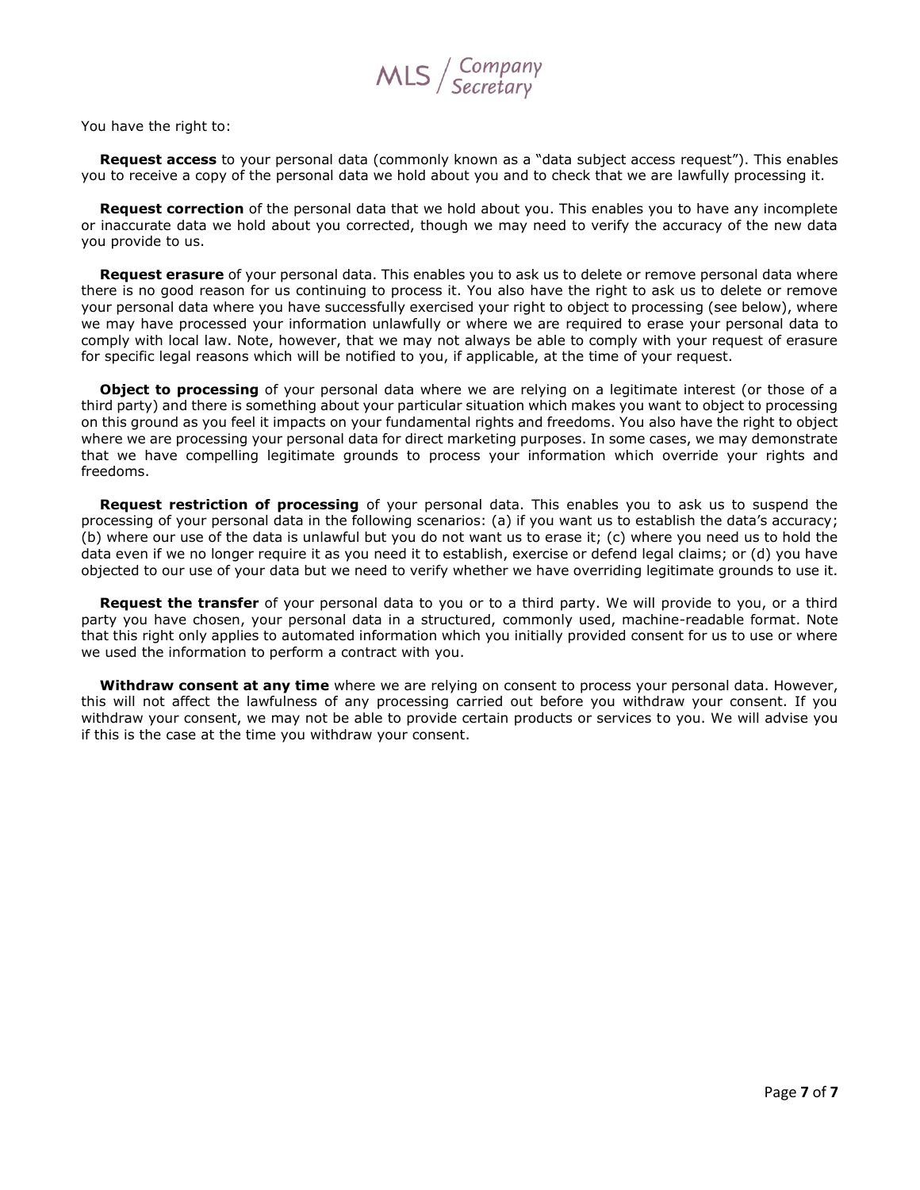You have the right to:

**Request access** to your personal data (commonly known as a "data subject access request"). This enables you to receive a copy of the personal data we hold about you and to check that we are lawfully processing it.

**Request correction** of the personal data that we hold about you. This enables you to have any incomplete or inaccurate data we hold about you corrected, though we may need to verify the accuracy of the new data you provide to us.

**Request erasure** of your personal data. This enables you to ask us to delete or remove personal data where there is no good reason for us continuing to process it. You also have the right to ask us to delete or remove your personal data where you have successfully exercised your right to object to processing (see below), where we may have processed your information unlawfully or where we are required to erase your personal data to comply with local law. Note, however, that we may not always be able to comply with your request of erasure for specific legal reasons which will be notified to you, if applicable, at the time of your request.

**Object to processing** of your personal data where we are relying on a legitimate interest (or those of a third party) and there is something about your particular situation which makes you want to object to processing on this ground as you feel it impacts on your fundamental rights and freedoms. You also have the right to object where we are processing your personal data for direct marketing purposes. In some cases, we may demonstrate that we have compelling legitimate grounds to process your information which override your rights and freedoms.

**Request restriction of processing** of your personal data. This enables you to ask us to suspend the processing of your personal data in the following scenarios: (a) if you want us to establish the data's accuracy; (b) where our use of the data is unlawful but you do not want us to erase it; (c) where you need us to hold the data even if we no longer require it as you need it to establish, exercise or defend legal claims; or (d) you have objected to our use of your data but we need to verify whether we have overriding legitimate grounds to use it.

**Request the transfer** of your personal data to you or to a third party. We will provide to you, or a third party you have chosen, your personal data in a structured, commonly used, machine-readable format. Note that this right only applies to automated information which you initially provided consent for us to use or where we used the information to perform a contract with you.

**Withdraw consent at any time** where we are relying on consent to process your personal data. However, this will not affect the lawfulness of any processing carried out before you withdraw your consent. If you withdraw your consent, we may not be able to provide certain products or services to you. We will advise you if this is the case at the time you withdraw your consent.